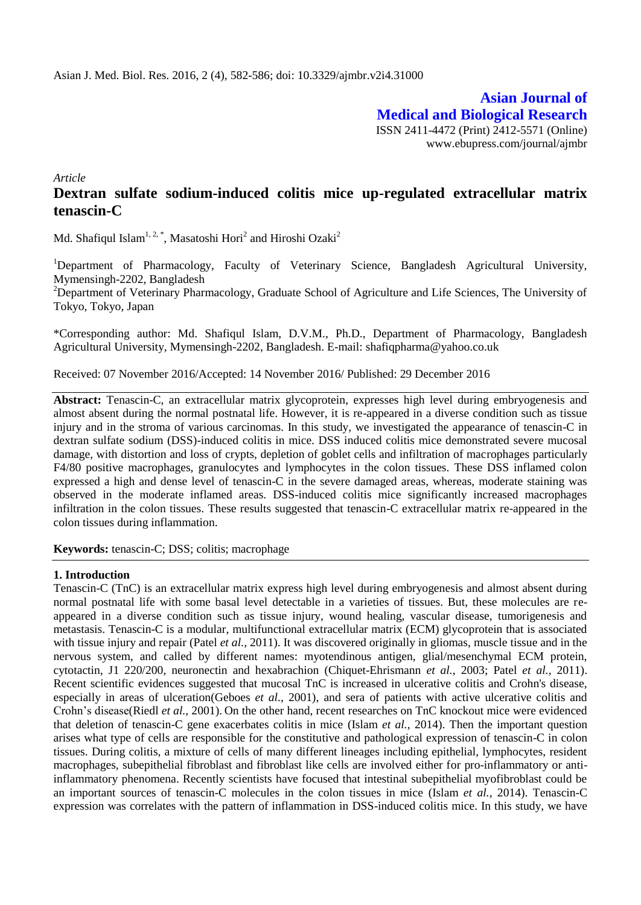*Article*

# Dextran sulfate sodium-induced colitis mice up-regulated extracellular matrix tenascin-C

Md. Shafiqul Islam[1, 2, *], Masatoshi Hori[2] and Hiroshi Ozaki[2]

[1]Department of Pharmacology, Faculty of Veterinary Science, Bangladesh Agricultural University, Mymensingh-2202, Bangladesh

[2]Department of Veterinary Pharmacology, Graduate School of Agriculture and Life Sciences, The University of Tokyo, Tokyo, Japan

*Corresponding author: Md. Shafiqul Islam, D.V.M., Ph.D., Department of Pharmacology, Bangladesh Agricultural University, Mymensingh-2202, Bangladesh. E-mail: shafiqpharma@yahoo.co.uk

Received: 07 November 2016/Accepted: 14 November 2016/ Published: 29 December 2016

**Abstract:** Tenascin-C, an extracellular matrix glycoprotein, expresses high level during embryogenesis and almost absent during the normal postnatal life. However, it is re-appeared in a diverse condition such as tissue injury and in the stroma of various carcinomas. In this study, we investigated the appearance of tenascin-C in dextran sulfate sodium (DSS)-induced colitis in mice. DSS induced colitis mice demonstrated severe mucosal damage, with distortion and loss of crypts, depletion of goblet cells and infiltration of macrophages particularly F4/80 positive macrophages, granulocytes and lymphocytes in the colon tissues. These DSS inflamed colon expressed a high and dense level of tenascin-C in the severe damaged areas, whereas, moderate staining was observed in the moderate inflamed areas. DSS-induced colitis mice significantly increased macrophages infiltration in the colon tissues. These results suggested that tenascin-C extracellular matrix re-appeared in the colon tissues during inflammation.

**Keywords:** tenascin-C; DSS; colitis; macrophage

## 1. Introduction

Tenascin-C (TnC) is an extracellular matrix express high level during embryogenesis and almost absent during normal postnatal life with some basal level detectable in a varieties of tissues. But, these molecules are re-appeared in a diverse condition such as tissue injury, wound healing, vascular disease, tumorigenesis and metastasis. Tenascin-C is a modular, multifunctional extracellular matrix (ECM) glycoprotein that is associated with tissue injury and repair (Patel *et al.,* 2011). It was discovered originally in gliomas, muscle tissue and in the nervous system, and called by different names: myotendinous antigen, glial/mesenchymal ECM protein, cytotactin, J1 220/200, neuronectin and hexabrachion (Chiquet-Ehrismann *et al.,* 2003; Patel *et al.,* 2011). Recent scientific evidences suggested that mucosal TnC is increased in ulcerative colitis and Crohn's disease, especially in areas of ulceration(Geboes *et al.,* 2001), and sera of patients with active ulcerative colitis and Crohn's disease(Riedl *et al.,* 2001). On the other hand, recent researches on TnC knockout mice were evidenced that deletion of tenascin-C gene exacerbates colitis in mice (Islam *et al.,* 2014). Then the important question arises what type of cells are responsible for the constitutive and pathological expression of tenascin-C in colon tissues. During colitis, a mixture of cells of many different lineages including epithelial, lymphocytes, resident macrophages, subepithelial fibroblast and fibroblast like cells are involved either for pro-inflammatory or anti-inflammatory phenomena. Recently scientists have focused that intestinal subepithelial myofibroblast could be an important sources of tenascin-C molecules in the colon tissues in mice (Islam *et al.,* 2014). Tenascin-C expression was correlates with the pattern of inflammation in DSS-induced colitis mice. In this study, we have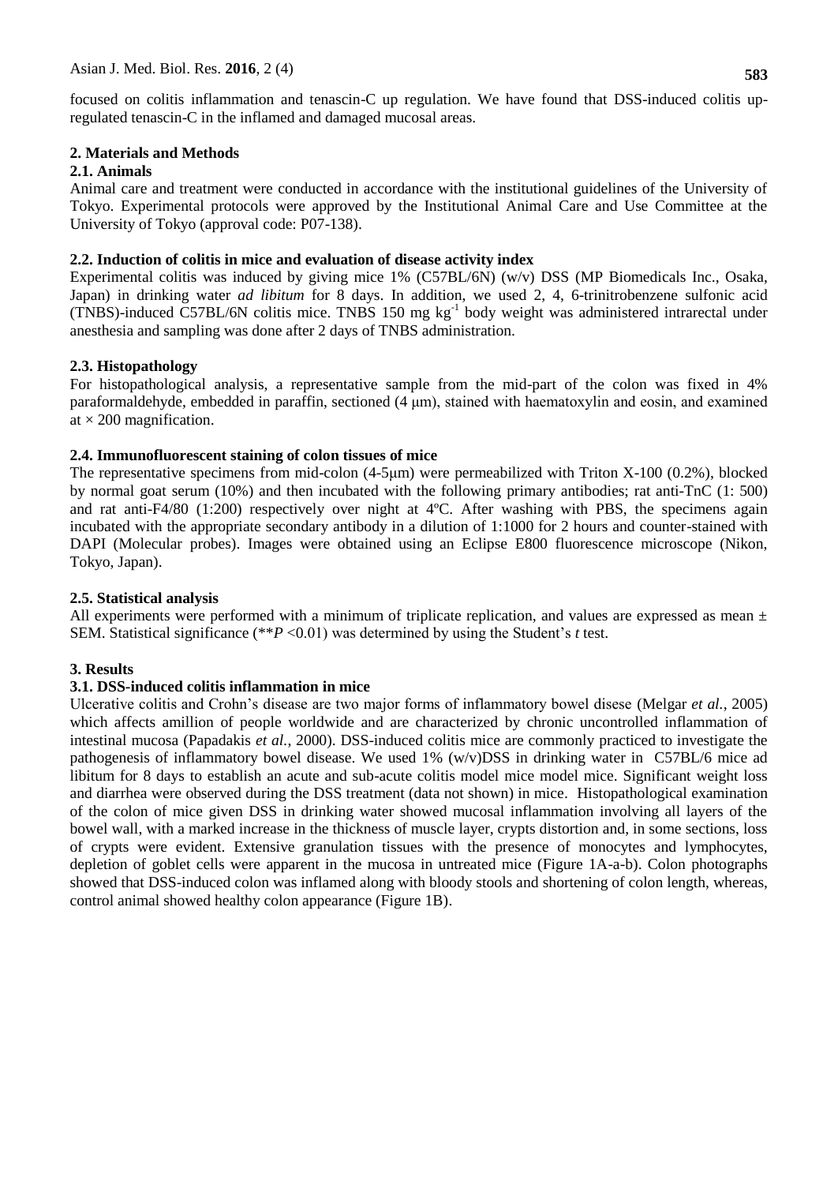focused on colitis inflammation and tenascin-C up regulation. We have found that DSS-induced colitis up-regulated tenascin-C in the inflamed and damaged mucosal areas.

## 2. Materials and Methods

### 2.1. Animals

Animal care and treatment were conducted in accordance with the institutional guidelines of the University of Tokyo. Experimental protocols were approved by the Institutional Animal Care and Use Committee at the University of Tokyo (approval code: P07-138).

### 2.2. Induction of colitis in mice and evaluation of disease activity index

Experimental colitis was induced by giving mice 1% (C57BL/6N) (w/v) DSS (MP Biomedicals Inc., Osaka, Japan) in drinking water *ad libitum* for 8 days. In addition, we used 2, 4, 6-trinitrobenzene sulfonic acid (TNBS)-induced C57BL/6N colitis mice. TNBS 150 mg $kg^{-1}$ body weight was administered intrarectal under anesthesia and sampling was done after 2 days of TNBS administration.

### 2.3. Histopathology

For histopathological analysis, a representative sample from the mid-part of the colon was fixed in 4% paraformaldehyde, embedded in paraffin, sectioned (4 μm), stained with haematoxylin and eosin, and examined at × 200 magnification.

### 2.4. Immunofluorescent staining of colon tissues of mice

The representative specimens from mid-colon (4-5μm) were permeabilized with Triton X-100 (0.2%), blocked by normal goat serum (10%) and then incubated with the following primary antibodies; rat anti-TnC (1: 500) and rat anti-F4/80 (1:200) respectively over night at 4ºC. After washing with PBS, the specimens again incubated with the appropriate secondary antibody in a dilution of 1:1000 for 2 hours and counter-stained with DAPI (Molecular probes). Images were obtained using an Eclipse E800 fluorescence microscope (Nikon, Tokyo, Japan).

### 2.5. Statistical analysis

All experiments were performed with a minimum of triplicate replication, and values are expressed as mean ± SEM. Statistical significance (\*\**P* <0.01) was determined by using the Student's *t* test.

## 3. Results

### 3.1. DSS-induced colitis inflammation in mice

Ulcerative colitis and Crohn's disease are two major forms of inflammatory bowel disese (Melgar *et al.*, 2005) which affects amillion of people worldwide and are characterized by chronic uncontrolled inflammation of intestinal mucosa (Papadakis *et al.*, 2000). DSS-induced colitis mice are commonly practiced to investigate the pathogenesis of inflammatory bowel disease. We used 1% (w/v)DSS in drinking water in C57BL/6 mice ad libitum for 8 days to establish an acute and sub-acute colitis model mice model mice. Significant weight loss and diarrhea were observed during the DSS treatment (data not shown) in mice. Histopathological examination of the colon of mice given DSS in drinking water showed mucosal inflammation involving all layers of the bowel wall, with a marked increase in the thickness of muscle layer, crypts distortion and, in some sections, loss of crypts were evident. Extensive granulation tissues with the presence of monocytes and lymphocytes, depletion of goblet cells were apparent in the mucosa in untreated mice (Figure 1A-a-b). Colon photographs showed that DSS-induced colon was inflamed along with bloody stools and shortening of colon length, whereas, control animal showed healthy colon appearance (Figure 1B).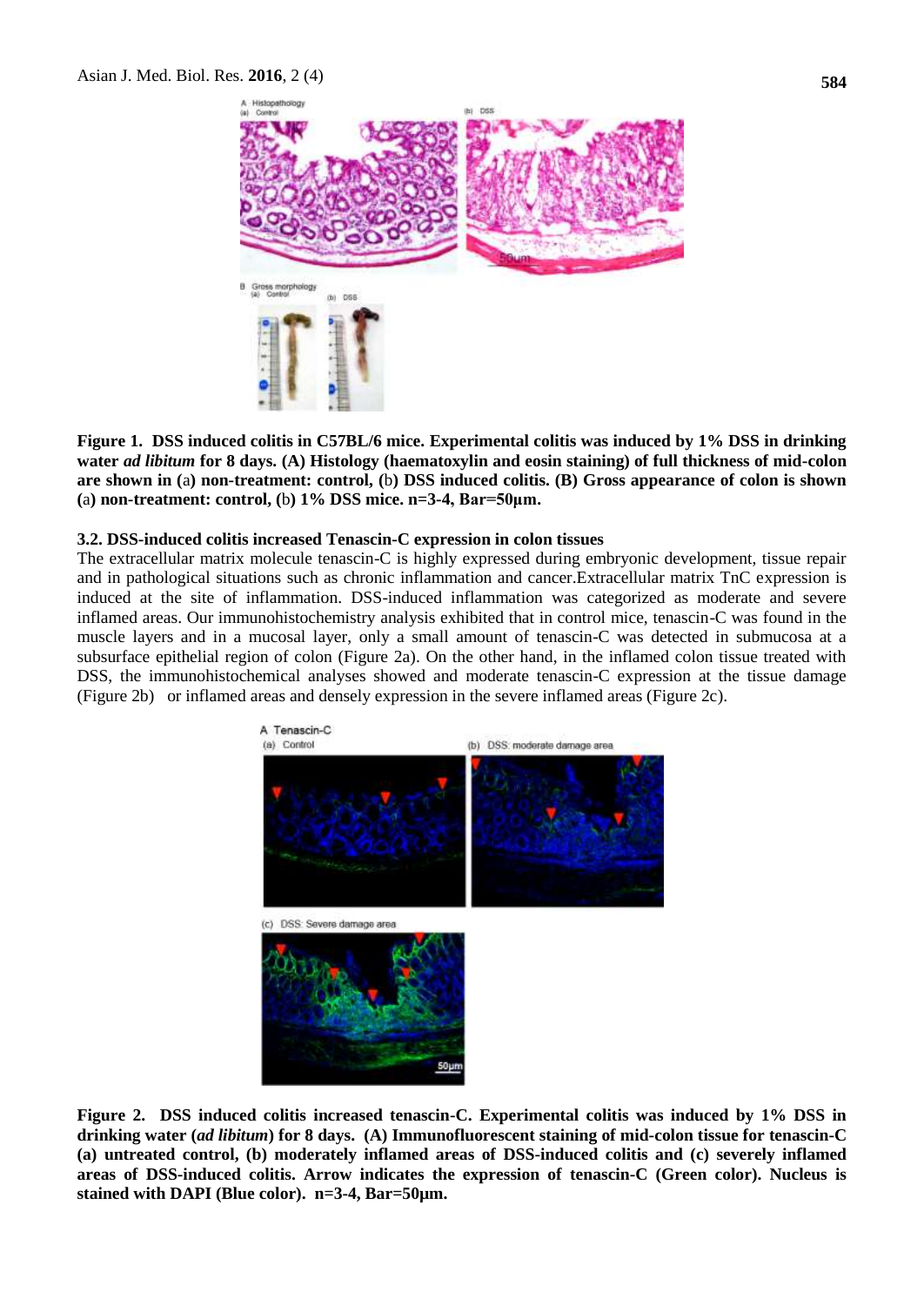A Histopathology
(a) Control
(b) DSS

50μm

B Gross morphology
(a) Control
(b) DSS

**Figure 1. DSS induced colitis in C57BL/6 mice. Experimental colitis was induced by 1% DSS in drinking water *ad libitum* for 8 days. (A) Histology (haematoxylin and eosin staining) of full thickness of mid-colon are shown in (**a**) non-treatment: control, (**b**) DSS induced colitis. (B) Gross appearance of colon is shown (**a**) non-treatment: control, (**b**) 1% DSS mice. n=3-4, Bar=50μm.**

### 3.2. DSS-induced colitis increased Tenascin-C expression in colon tissues

The extracellular matrix molecule tenascin-C is highly expressed during embryonic development, tissue repair and in pathological situations such as chronic inflammation and cancer.Extracellular matrix TnC expression is induced at the site of inflammation. DSS-induced inflammation was categorized as moderate and severe inflamed areas. Our immunohistochemistry analysis exhibited that in control mice, tenascin-C was found in the muscle layers and in a mucosal layer, only a small amount of tenascin-C was detected in submucosa at a subsurface epithelial region of colon (Figure 2a). On the other hand, in the inflamed colon tissue treated with DSS, the immunohistochemical analyses showed and moderate tenascin-C expression at the tissue damage (Figure 2b) or inflamed areas and densely expression in the severe inflamed areas (Figure 2c).

A Tenascin-C
(a) Control
(b) DSS: moderate damage area
(c) DSS: Severe damage area

50μm

**Figure 2. DSS induced colitis increased tenascin-C. Experimental colitis was induced by 1% DSS in drinking water (*ad libitum*) for 8 days. (A) Immunofluorescent staining of mid-colon tissue for tenascin-C (a) untreated control, (b) moderately inflamed areas of DSS-induced colitis and (c) severely inflamed areas of DSS-induced colitis. Arrow indicates the expression of tenascin-C (Green color). Nucleus is stained with DAPI (Blue color). n=3-4, Bar=50μm.**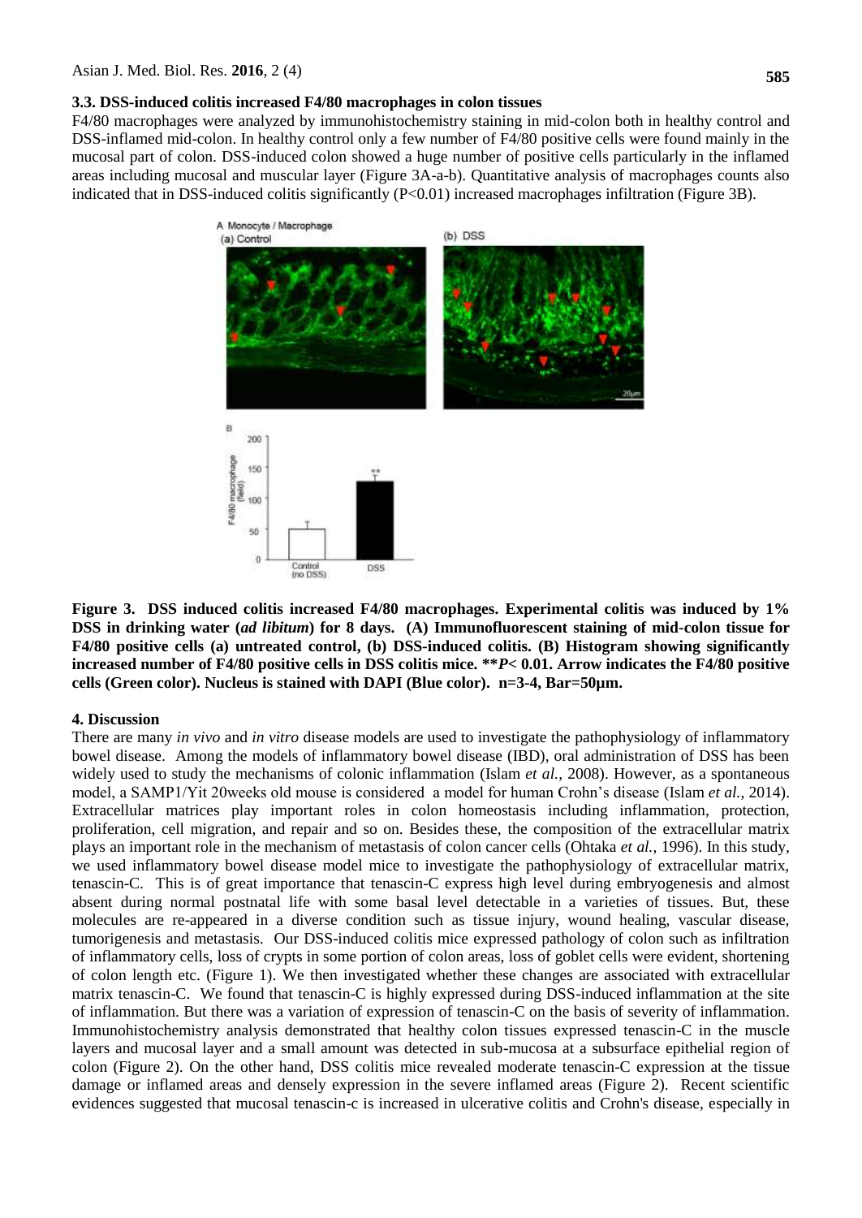### 3.3. DSS-induced colitis increased F4/80 macrophages in colon tissues

F4/80 macrophages were analyzed by immunohistochemistry staining in mid-colon both in healthy control and DSS-inflamed mid-colon. In healthy control only a few number of F4/80 positive cells were found mainly in the mucosal part of colon. DSS-induced colon showed a huge number of positive cells particularly in the inflamed areas including mucosal and muscular layer (Figure 3A-a-b). Quantitative analysis of macrophages counts also indicated that in DSS-induced colitis significantly (P<0.01) increased macrophages infiltration (Figure 3B).

A Monocyte / Macrophage
(a) Control
(b) DSS
20μm

B
F4/80 macrophage (field)
200
150
100
50
0
Control (no DSS)
DSS
**

**Figure 3. DSS induced colitis increased F4/80 macrophages. Experimental colitis was induced by 1% DSS in drinking water (*ad libitum*) for 8 days. (A) Immunofluorescent staining of mid-colon tissue for F4/80 positive cells (a) untreated control, (b) DSS-induced colitis. (B) Histogram showing significantly increased number of F4/80 positive cells in DSS colitis mice. \*\**P*< 0.01. Arrow indicates the F4/80 positive cells (Green color). Nucleus is stained with DAPI (Blue color). n=3-4, Bar=50μm.**

## 4. Discussion

There are many *in vivo* and *in vitro* disease models are used to investigate the pathophysiology of inflammatory bowel disease. Among the models of inflammatory bowel disease (IBD), oral administration of DSS has been widely used to study the mechanisms of colonic inflammation (Islam *et al.*, 2008). However, as a spontaneous model, a SAMP1/Yit 20weeks old mouse is considered a model for human Crohn's disease (Islam *et al.*, 2014). Extracellular matrices play important roles in colon homeostasis including inflammation, protection, proliferation, cell migration, and repair and so on. Besides these, the composition of the extracellular matrix plays an important role in the mechanism of metastasis of colon cancer cells (Ohtaka *et al.*, 1996). In this study, we used inflammatory bowel disease model mice to investigate the pathophysiology of extracellular matrix, tenascin-C. This is of great importance that tenascin-C express high level during embryogenesis and almost absent during normal postnatal life with some basal level detectable in a varieties of tissues. But, these molecules are re-appeared in a diverse condition such as tissue injury, wound healing, vascular disease, tumorigenesis and metastasis. Our DSS-induced colitis mice expressed pathology of colon such as infiltration of inflammatory cells, loss of crypts in some portion of colon areas, loss of goblet cells were evident, shortening of colon length etc. (Figure 1). We then investigated whether these changes are associated with extracellular matrix tenascin-C. We found that tenascin-C is highly expressed during DSS-induced inflammation at the site of inflammation. But there was a variation of expression of tenascin-C on the basis of severity of inflammation. Immunohistochemistry analysis demonstrated that healthy colon tissues expressed tenascin-C in the muscle layers and mucosal layer and a small amount was detected in sub-mucosa at a subsurface epithelial region of colon (Figure 2). On the other hand, DSS colitis mice revealed moderate tenascin-C expression at the tissue damage or inflamed areas and densely expression in the severe inflamed areas (Figure 2). Recent scientific evidences suggested that mucosal tenascin-c is increased in ulcerative colitis and Crohn's disease, especially in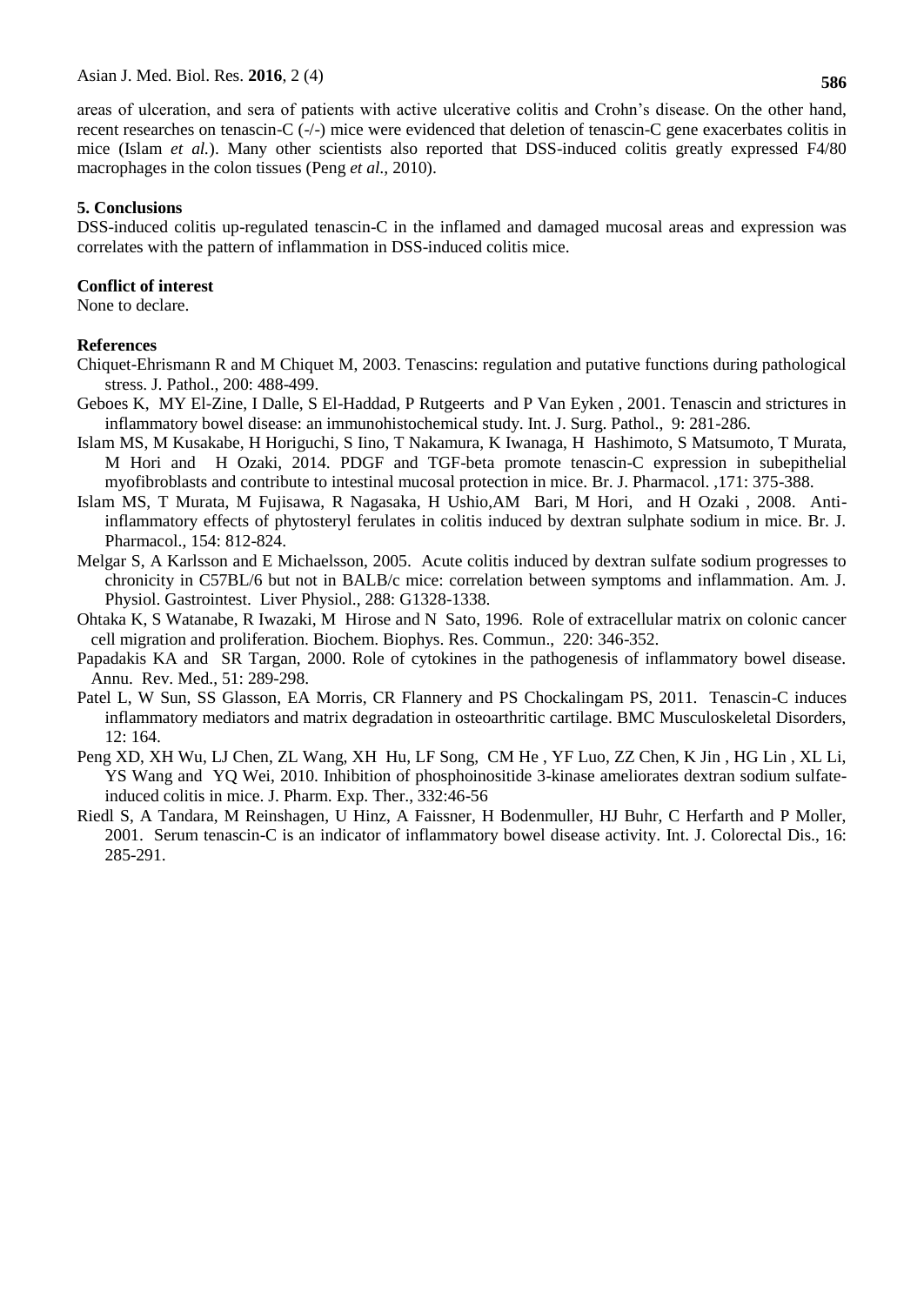areas of ulceration, and sera of patients with active ulcerative colitis and Crohn's disease. On the other hand, recent researches on tenascin-C (-/-) mice were evidenced that deletion of tenascin-C gene exacerbates colitis in mice (Islam *et al.*). Many other scientists also reported that DSS-induced colitis greatly expressed F4/80 macrophages in the colon tissues (Peng *et al.,* 2010).

## 5. Conclusions

DSS-induced colitis up-regulated tenascin-C in the inflamed and damaged mucosal areas and expression was correlates with the pattern of inflammation in DSS-induced colitis mice.

## Conflict of interest

None to declare.

## References

Chiquet-Ehrismann R and M Chiquet M, 2003. Tenascins: regulation and putative functions during pathological stress. J. Pathol., 200: 488-499.

Geboes K, MY El-Zine, I Dalle, S El-Haddad, P Rutgeerts and P Van Eyken , 2001. Tenascin and strictures in inflammatory bowel disease: an immunohistochemical study. Int. J. Surg. Pathol., 9: 281-286.

Islam MS, M Kusakabe, H Horiguchi, S Iino, T Nakamura, K Iwanaga, H Hashimoto, S Matsumoto, T Murata, M Hori and H Ozaki, 2014. PDGF and TGF-beta promote tenascin-C expression in subepithelial myofibroblasts and contribute to intestinal mucosal protection in mice. Br. J. Pharmacol. ,171: 375-388.

Islam MS, T Murata, M Fujisawa, R Nagasaka, H Ushio,AM Bari, M Hori, and H Ozaki , 2008. Anti-inflammatory effects of phytosteryl ferulates in colitis induced by dextran sulphate sodium in mice. Br. J. Pharmacol., 154: 812-824.

Melgar S, A Karlsson and E Michaelsson, 2005. Acute colitis induced by dextran sulfate sodium progresses to chronicity in C57BL/6 but not in BALB/c mice: correlation between symptoms and inflammation. Am. J. Physiol. Gastrointest. Liver Physiol., 288: G1328-1338.

Ohtaka K, S Watanabe, R Iwazaki, M Hirose and N Sato, 1996. Role of extracellular matrix on colonic cancer cell migration and proliferation. Biochem. Biophys. Res. Commun., 220: 346-352.

Papadakis KA and SR Targan, 2000. Role of cytokines in the pathogenesis of inflammatory bowel disease. Annu. Rev. Med., 51: 289-298.

Patel L, W Sun, SS Glasson, EA Morris, CR Flannery and PS Chockalingam PS, 2011. Tenascin-C induces inflammatory mediators and matrix degradation in osteoarthritic cartilage. BMC Musculoskeletal Disorders, 12: 164.

Peng XD, XH Wu, LJ Chen, ZL Wang, XH Hu, LF Song, CM He , YF Luo, ZZ Chen, K Jin , HG Lin , XL Li, YS Wang and YQ Wei, 2010. Inhibition of phosphoinositide 3-kinase ameliorates dextran sodium sulfate-induced colitis in mice. J. Pharm. Exp. Ther., 332:46-56

Riedl S, A Tandara, M Reinshagen, U Hinz, A Faissner, H Bodenmuller, HJ Buhr, C Herfarth and P Moller, 2001. Serum tenascin-C is an indicator of inflammatory bowel disease activity. Int. J. Colorectal Dis., 16: 285-291.